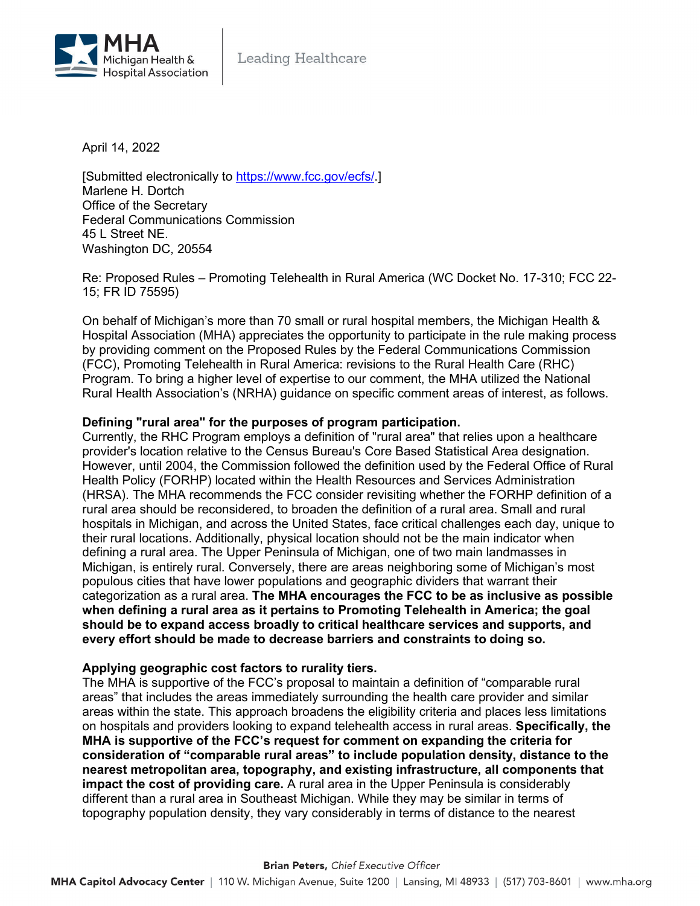April 14, 2022

[Submitted electronically to https://www.fcc.gov/ecfs/.]
Marlene H. Dortch
Office of the Secretary
Federal Communications Commission
45 L Street NE.
Washington DC, 20554

Re: Proposed Rules – Promoting Telehealth in Rural America (WC Docket No. 17-310; FCC 22-15; FR ID 75595)

On behalf of Michigan's more than 70 small or rural hospital members, the Michigan Health & Hospital Association (MHA) appreciates the opportunity to participate in the rule making process by providing comment on the Proposed Rules by the Federal Communications Commission (FCC), Promoting Telehealth in Rural America: revisions to the Rural Health Care (RHC) Program. To bring a higher level of expertise to our comment, the MHA utilized the National Rural Health Association's (NRHA) guidance on specific comment areas of interest, as follows.

**Defining "rural area" for the purposes of program participation.**
Currently, the RHC Program employs a definition of "rural area" that relies upon a healthcare provider's location relative to the Census Bureau's Core Based Statistical Area designation. However, until 2004, the Commission followed the definition used by the Federal Office of Rural Health Policy (FORHP) located within the Health Resources and Services Administration (HRSA). The MHA recommends the FCC consider revisiting whether the FORHP definition of a rural area should be reconsidered, to broaden the definition of a rural area. Small and rural hospitals in Michigan, and across the United States, face critical challenges each day, unique to their rural locations. Additionally, physical location should not be the main indicator when defining a rural area. The Upper Peninsula of Michigan, one of two main landmasses in Michigan, is entirely rural. Conversely, there are areas neighboring some of Michigan's most populous cities that have lower populations and geographic dividers that warrant their categorization as a rural area. **The MHA encourages the FCC to be as inclusive as possible when defining a rural area as it pertains to Promoting Telehealth in America; the goal should be to expand access broadly to critical healthcare services and supports, and every effort should be made to decrease barriers and constraints to doing so.**

**Applying geographic cost factors to rurality tiers.**
The MHA is supportive of the FCC's proposal to maintain a definition of "comparable rural areas" that includes the areas immediately surrounding the health care provider and similar areas within the state. This approach broadens the eligibility criteria and places less limitations on hospitals and providers looking to expand telehealth access in rural areas. **Specifically, the MHA is supportive of the FCC's request for comment on expanding the criteria for consideration of "comparable rural areas" to include population density, distance to the nearest metropolitan area, topography, and existing infrastructure, all components that impact the cost of providing care.** A rural area in the Upper Peninsula is considerably different than a rural area in Southeast Michigan. While they may be similar in terms of topography population density, they vary considerably in terms of distance to the nearest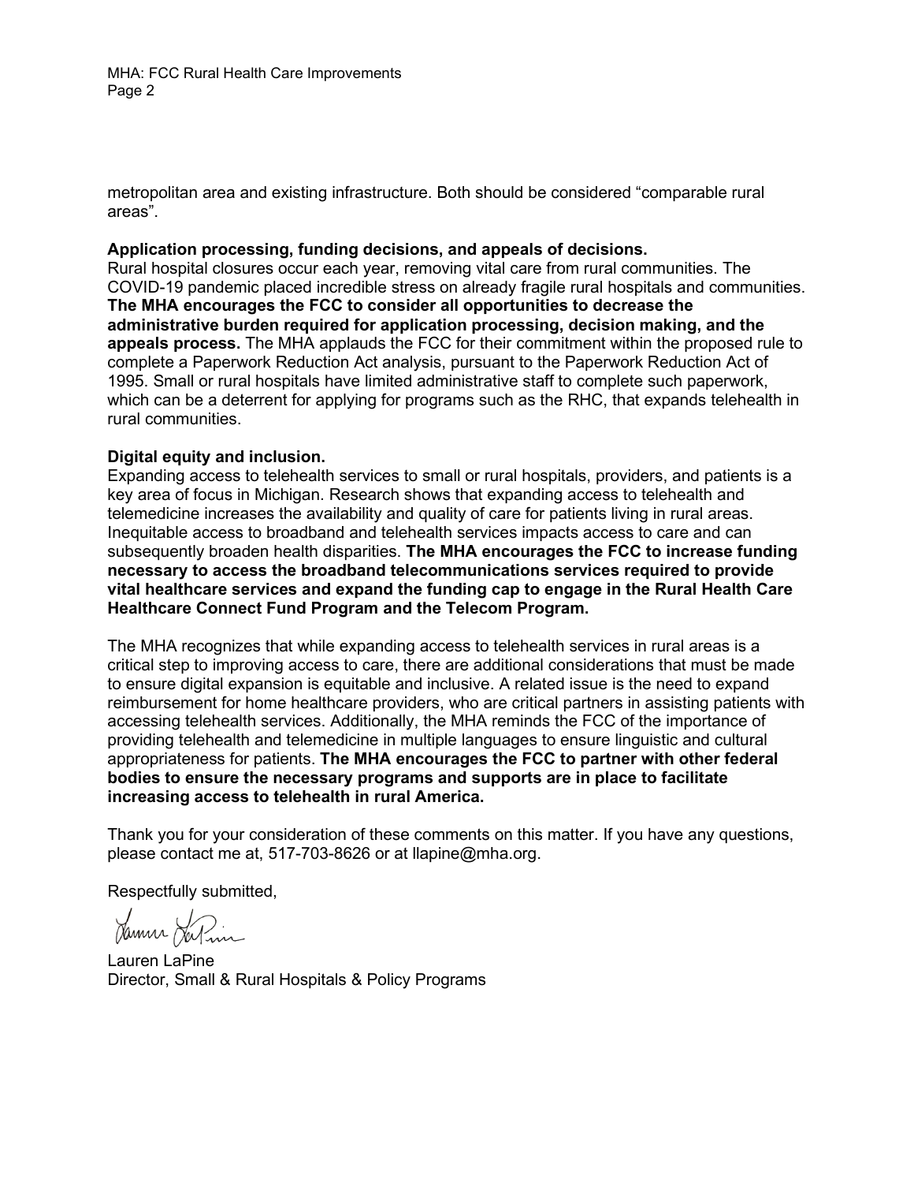metropolitan area and existing infrastructure. Both should be considered "comparable rural areas".

**Application processing, funding decisions, and appeals of decisions.**
Rural hospital closures occur each year, removing vital care from rural communities. The COVID-19 pandemic placed incredible stress on already fragile rural hospitals and communities. **The MHA encourages the FCC to consider all opportunities to decrease the administrative burden required for application processing, decision making, and the appeals process.** The MHA applauds the FCC for their commitment within the proposed rule to complete a Paperwork Reduction Act analysis, pursuant to the Paperwork Reduction Act of 1995. Small or rural hospitals have limited administrative staff to complete such paperwork, which can be a deterrent for applying for programs such as the RHC, that expands telehealth in rural communities.

**Digital equity and inclusion.**
Expanding access to telehealth services to small or rural hospitals, providers, and patients is a key area of focus in Michigan. Research shows that expanding access to telehealth and telemedicine increases the availability and quality of care for patients living in rural areas. Inequitable access to broadband and telehealth services impacts access to care and can subsequently broaden health disparities. **The MHA encourages the FCC to increase funding necessary to access the broadband telecommunications services required to provide vital healthcare services and expand the funding cap to engage in the Rural Health Care Healthcare Connect Fund Program and the Telecom Program.**

The MHA recognizes that while expanding access to telehealth services in rural areas is a critical step to improving access to care, there are additional considerations that must be made to ensure digital expansion is equitable and inclusive. A related issue is the need to expand reimbursement for home healthcare providers, who are critical partners in assisting patients with accessing telehealth services. Additionally, the MHA reminds the FCC of the importance of providing telehealth and telemedicine in multiple languages to ensure linguistic and cultural appropriateness for patients. **The MHA encourages the FCC to partner with other federal bodies to ensure the necessary programs and supports are in place to facilitate increasing access to telehealth in rural America.**

Thank you for your consideration of these comments on this matter. If you have any questions, please contact me at, 517-703-8626 or at llapine@mha.org.

Respectfully submitted,

Lauren LaPine
Director, Small & Rural Hospitals & Policy Programs